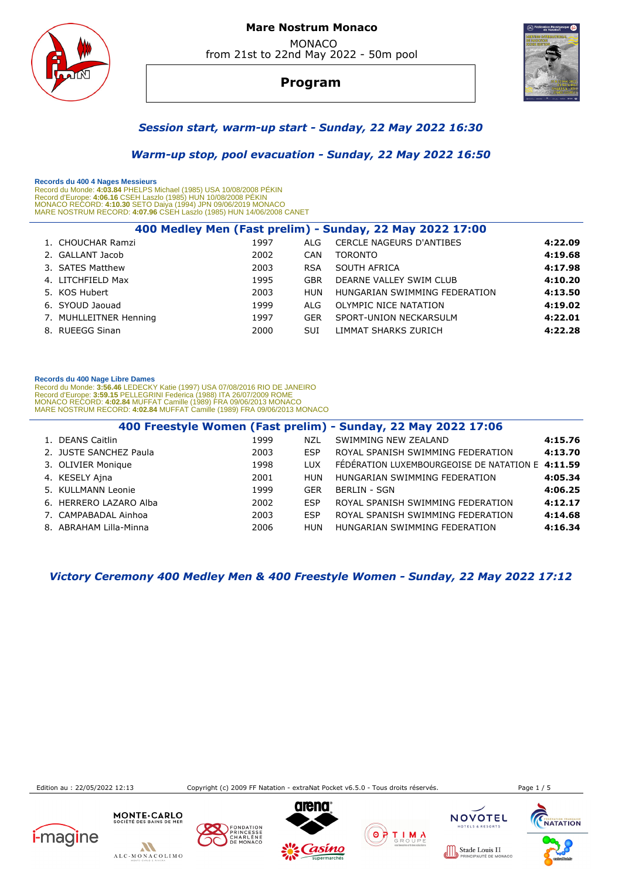# Mare Nostrum Monaco

MONACO
from 21st to 22nd May 2022 - 50m pool

## Program

### *Session start, warm-up start - Sunday, 22 May 2022 16:30*

### *Warm-up stop, pool evacuation - Sunday, 22 May 2022 16:50*

**Records du 400 4 Nages Messieurs**
Record du Monde: **4:03.84** PHELPS Michael (1985) USA 10/08/2008 PÉKIN
Record d'Europe: **4:06.16** CSEH Laszlo (1985) HUN 10/08/2008 PÉKIN
MONACO RECORD: **4:10.30** SETO Daiya (1994) JPN 09/06/2019 MONACO
MARE NOSTRUM RECORD: **4:07.96** CSEH Laszlo (1985) HUN 14/06/2008 CANET

### 400 Medley Men (Fast prelim) - Sunday, 22 May 2022 17:00

| | Name | Year | Nat | Club | Time |
|---|---|---|---|---|---|
| 1. | CHOUCHAR Ramzi | 1997 | ALG | CERCLE NAGEURS D'ANTIBES | **4:22.09** |
| 2. | GALLANT Jacob | 2002 | CAN | TORONTO | **4:19.68** |
| 3. | SATES Matthew | 2003 | RSA | SOUTH AFRICA | **4:17.98** |
| 4. | LITCHFIELD Max | 1995 | GBR | DEARNE VALLEY SWIM CLUB | **4:10.20** |
| 5. | KOS Hubert | 2003 | HUN | HUNGARIAN SWIMMING FEDERATION | **4:13.50** |
| 6. | SYOUD Jaouad | 1999 | ALG | OLYMPIC NICE NATATION | **4:19.02** |
| 7. | MUHLLEITNER Henning | 1997 | GER | SPORT-UNION NECKARSULM | **4:22.01** |
| 8. | RUEEGG Sinan | 2000 | SUI | LIMMAT SHARKS ZURICH | **4:22.28** |

**Records du 400 Nage Libre Dames**
Record du Monde: **3:56.46** LEDECKY Katie (1997) USA 07/08/2016 RIO DE JANEIRO
Record d'Europe: **3:59.15** PELLEGRINI Federica (1988) ITA 26/07/2009 ROME
MONACO RECORD: **4:02.84** MUFFAT Camille (1989) FRA 09/06/2013 MONACO
MARE NOSTRUM RECORD: **4:02.84** MUFFAT Camille (1989) FRA 09/06/2013 MONACO

### 400 Freestyle Women (Fast prelim) - Sunday, 22 May 2022 17:06

| | Name | Year | Nat | Club | Time |
|---|---|---|---|---|---|
| 1. | DEANS Caitlin | 1999 | NZL | SWIMMING NEW ZEALAND | **4:15.76** |
| 2. | JUSTE SANCHEZ Paula | 2003 | ESP | ROYAL SPANISH SWIMMING FEDERATION | **4:13.70** |
| 3. | OLIVIER Monique | 1998 | LUX | FÉDÉRATION LUXEMBOURGEOISE DE NATATION E | **4:11.59** |
| 4. | KESELY Ajna | 2001 | HUN | HUNGARIAN SWIMMING FEDERATION | **4:05.34** |
| 5. | KULLMANN Leonie | 1999 | GER | BERLIN - SGN | **4:06.25** |
| 6. | HERRERO LAZARO Alba | 2002 | ESP | ROYAL SPANISH SWIMMING FEDERATION | **4:12.17** |
| 7. | CAMPABADAL Ainhoa | 2003 | ESP | ROYAL SPANISH SWIMMING FEDERATION | **4:14.68** |
| 8. | ABRAHAM Lilla-Minna | 2006 | HUN | HUNGARIAN SWIMMING FEDERATION | **4:16.34** |

### *Victory Ceremony 400 Medley Men & 400 Freestyle Women - Sunday, 22 May 2022 17:12*

Edition au : 22/05/2022 12:13 Copyright (c) 2009 FF Natation - extraNat Pocket v6.5.0 - Tous droits réservés.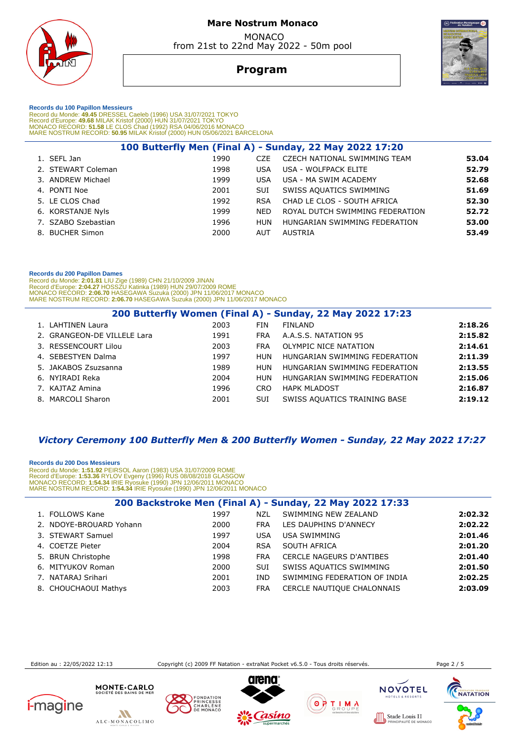# Mare Nostrum Monaco

MONACO
from 21st to 22nd May 2022 - 50m pool

## Program

**Records du 100 Papillon Messieurs**
Record du Monde: **49.45** DRESSEL Caeleb (1996) USA 31/07/2021 TOKYO
Record d'Europe: **49.68** MILAK Kristof (2000) HUN 31/07/2021 TOKYO
MONACO RECORD: **51.58** LE CLOS Chad (1992) RSA 04/06/2016 MONACO
MARE NOSTRUM RECORD: **50.95** MILAK Kristof (2000) HUN 05/06/2021 BARCELONA

### 100 Butterfly Men (Final A) - Sunday, 22 May 2022 17:20

| | Name | Year | Nat | Club | Time |
|---|---|---|---|---|---|
| 1. | SEFL Jan | 1990 | CZE | CZECH NATIONAL SWIMMING TEAM | **53.04** |
| 2. | STEWART Coleman | 1998 | USA | USA - WOLFPACK ELITE | **52.79** |
| 3. | ANDREW Michael | 1999 | USA | USA - MA SWIM ACADEMY | **52.68** |
| 4. | PONTI Noe | 2001 | SUI | SWISS AQUATICS SWIMMING | **51.69** |
| 5. | LE CLOS Chad | 1992 | RSA | CHAD LE CLOS - SOUTH AFRICA | **52.30** |
| 6. | KORSTANJE Nyls | 1999 | NED | ROYAL DUTCH SWIMMING FEDERATION | **52.72** |
| 7. | SZABO Szebastian | 1996 | HUN | HUNGARIAN SWIMMING FEDERATION | **53.00** |
| 8. | BUCHER Simon | 2000 | AUT | AUSTRIA | **53.49** |

**Records du 200 Papillon Dames**
Record du Monde: **2:01.81** LIU Zige (1989) CHN 21/10/2009 JINAN
Record d'Europe: **2:04.27** HOSSZU Katinka (1989) HUN 29/07/2009 ROME
MONACO RECORD: **2:06.70** HASEGAWA Suzuka (2000) JPN 11/06/2017 MONACO
MARE NOSTRUM RECORD: **2:06.70** HASEGAWA Suzuka (2000) JPN 11/06/2017 MONACO

### 200 Butterfly Women (Final A) - Sunday, 22 May 2022 17:23

| | Name | Year | Nat | Club | Time |
|---|---|---|---|---|---|
| 1. | LAHTINEN Laura | 2003 | FIN | FINLAND | **2:18.26** |
| 2. | GRANGEON-DE VILLELE Lara | 1991 | FRA | A.A.S.S. NATATION 95 | **2:15.82** |
| 3. | RESSENCOURT Lilou | 2003 | FRA | OLYMPIC NICE NATATION | **2:14.61** |
| 4. | SEBESTYEN Dalma | 1997 | HUN | HUNGARIAN SWIMMING FEDERATION | **2:11.39** |
| 5. | JAKABOS Zsuszanna | 1989 | HUN | HUNGARIAN SWIMMING FEDERATION | **2:13.55** |
| 6. | NYIRADI Reka | 2004 | HUN | HUNGARIAN SWIMMING FEDERATION | **2:15.06** |
| 7. | KAJTAZ Amina | 1996 | CRO | HAPK MLADOST | **2:16.87** |
| 8. | MARCOLI Sharon | 2001 | SUI | SWISS AQUATICS TRAINING BASE | **2:19.12** |

### *Victory Ceremony 100 Butterfly Men & 200 Butterfly Women - Sunday, 22 May 2022 17:27*

**Records du 200 Dos Messieurs**
Record du Monde: **1:51.92** PEIRSOL Aaron (1983) USA 31/07/2009 ROME
Record d'Europe: **1:53.36** RYLOV Evgeny (1996) RUS 08/08/2018 GLASGOW
MONACO RECORD: **1:54.34** IRIE Ryosuke (1990) JPN 12/06/2011 MONACO
MARE NOSTRUM RECORD: **1:54.34** IRIE Ryosuke (1990) JPN 12/06/2011 MONACO

### 200 Backstroke Men (Final A) - Sunday, 22 May 2022 17:33

| | Name | Year | Nat | Club | Time |
|---|---|---|---|---|---|
| 1. | FOLLOWS Kane | 1997 | NZL | SWIMMING NEW ZEALAND | **2:02.32** |
| 2. | NDOYE-BROUARD Yohann | 2000 | FRA | LES DAUPHINS D'ANNECY | **2:02.22** |
| 3. | STEWART Samuel | 1997 | USA | USA SWIMMING | **2:01.46** |
| 4. | COETZE Pieter | 2004 | RSA | SOUTH AFRICA | **2:01.20** |
| 5. | BRUN Christophe | 1998 | FRA | CERCLE NAGEURS D'ANTIBES | **2:01.40** |
| 6. | MITYUKOV Roman | 2000 | SUI | SWISS AQUATICS SWIMMING | **2:01.50** |
| 7. | NATARAJ Srihari | 2001 | IND | SWIMMING FEDERATION OF INDIA | **2:02.25** |
| 8. | CHOUCHAOUI Mathys | 2003 | FRA | CERCLE NAUTIQUE CHALONNAIS | **2:03.09** |

Edition au : 22/05/2022 12:13 Copyright (c) 2009 FF Natation - extraNat Pocket v6.5.0 - Tous droits réservés.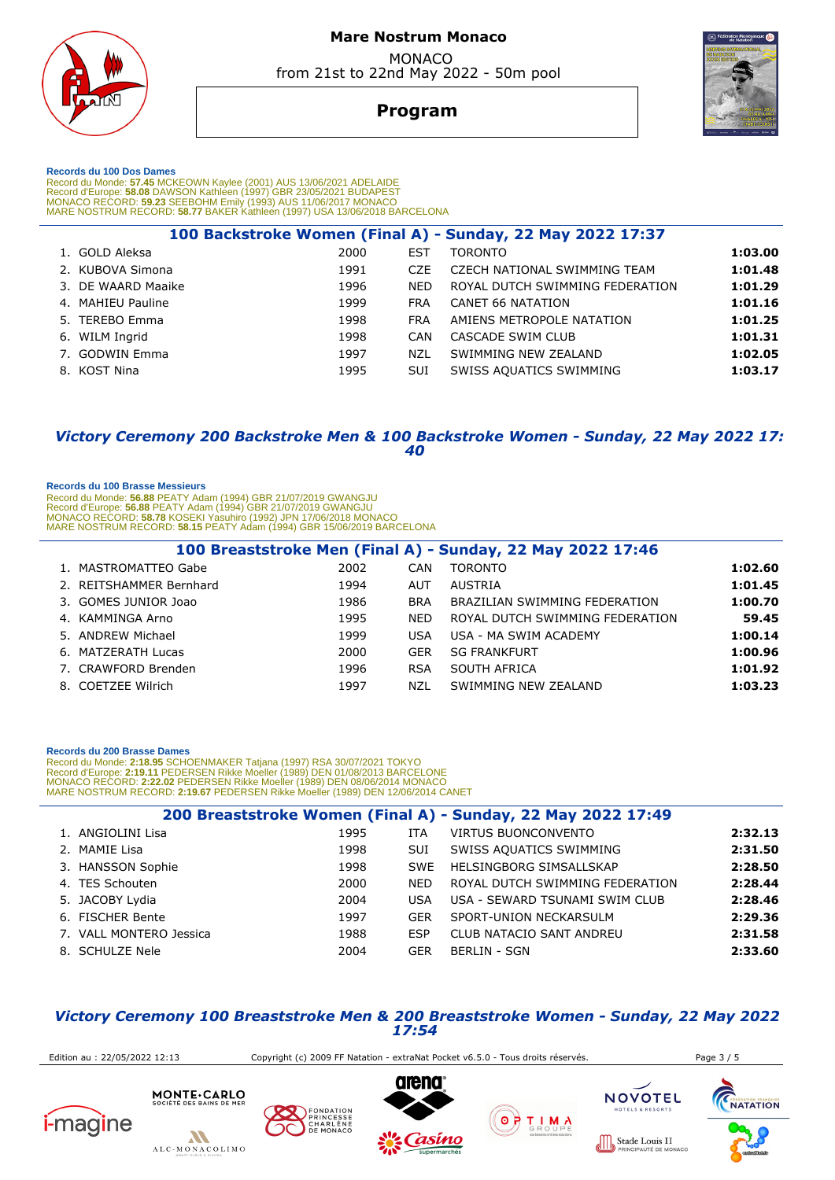# Mare Nostrum Monaco

MONACO
from 21st to 22nd May 2022 - 50m pool

## Program

**Records du 100 Dos Dames**
Record du Monde: **57.45** MCKEOWN Kaylee (2001) AUS 13/06/2021 ADELAIDE
Record d'Europe: **58.08** DAWSON Kathleen (1997) GBR 23/05/2021 BUDAPEST
MONACO RECORD: **59.23** SEEBOHM Emily (1993) AUS 11/06/2017 MONACO
MARE NOSTRUM RECORD: **58.77** BAKER Kathleen (1997) USA 13/06/2018 BARCELONA

### 100 Backstroke Women (Final A) - Sunday, 22 May 2022 17:37

| | Name | Year | Nat | Club | Time |
|---|---|---|---|---|---|
| 1. | GOLD Aleksa | 2000 | EST | TORONTO | **1:03.00** |
| 2. | KUBOVA Simona | 1991 | CZE | CZECH NATIONAL SWIMMING TEAM | **1:01.48** |
| 3. | DE WAARD Maaike | 1996 | NED | ROYAL DUTCH SWIMMING FEDERATION | **1:01.29** |
| 4. | MAHIEU Pauline | 1999 | FRA | CANET 66 NATATION | **1:01.16** |
| 5. | TEREBO Emma | 1998 | FRA | AMIENS METROPOLE NATATION | **1:01.25** |
| 6. | WILM Ingrid | 1998 | CAN | CASCADE SWIM CLUB | **1:01.31** |
| 7. | GODWIN Emma | 1997 | NZL | SWIMMING NEW ZEALAND | **1:02.05** |
| 8. | KOST Nina | 1995 | SUI | SWISS AQUATICS SWIMMING | **1:03.17** |

***Victory Ceremony 200 Backstroke Men & 100 Backstroke Women - Sunday, 22 May 2022 17:40***

**Records du 100 Brasse Messieurs**
Record du Monde: **56.88** PEATY Adam (1994) GBR 21/07/2019 GWANGJU
Record d'Europe: **56.88** PEATY Adam (1994) GBR 21/07/2019 GWANGJU
MONACO RECORD: **58.78** KOSEKI Yasuhiro (1992) JPN 17/06/2018 MONACO
MARE NOSTRUM RECORD: **58.15** PEATY Adam (1994) GBR 15/06/2019 BARCELONA

### 100 Breaststroke Men (Final A) - Sunday, 22 May 2022 17:46

| | Name | Year | Nat | Club | Time |
|---|---|---|---|---|---|
| 1. | MASTROMATTEO Gabe | 2002 | CAN | TORONTO | **1:02.60** |
| 2. | REITSHAMMER Bernhard | 1994 | AUT | AUSTRIA | **1:01.45** |
| 3. | GOMES JUNIOR Joao | 1986 | BRA | BRAZILIAN SWIMMING FEDERATION | **1:00.70** |
| 4. | KAMMINGA Arno | 1995 | NED | ROYAL DUTCH SWIMMING FEDERATION | **59.45** |
| 5. | ANDREW Michael | 1999 | USA | USA - MA SWIM ACADEMY | **1:00.14** |
| 6. | MATZERATH Lucas | 2000 | GER | SG FRANKFURT | **1:00.96** |
| 7. | CRAWFORD Brenden | 1996 | RSA | SOUTH AFRICA | **1:01.92** |
| 8. | COETZEE Wilrich | 1997 | NZL | SWIMMING NEW ZEALAND | **1:03.23** |

**Records du 200 Brasse Dames**
Record du Monde: **2:18.95** SCHOENMAKER Tatjana (1997) RSA 30/07/2021 TOKYO
Record d'Europe: **2:19.11** PEDERSEN Rikke Moeller (1989) DEN 01/08/2013 BARCELONE
MONACO RECORD: **2:22.02** PEDERSEN Rikke Moeller (1989) DEN 08/06/2014 MONACO
MARE NOSTRUM RECORD: **2:19.67** PEDERSEN Rikke Moeller (1989) DEN 12/06/2014 CANET

### 200 Breaststroke Women (Final A) - Sunday, 22 May 2022 17:49

| | Name | Year | Nat | Club | Time |
|---|---|---|---|---|---|
| 1. | ANGIOLINI Lisa | 1995 | ITA | VIRTUS BUONCONVENTO | **2:32.13** |
| 2. | MAMIE Lisa | 1998 | SUI | SWISS AQUATICS SWIMMING | **2:31.50** |
| 3. | HANSSON Sophie | 1998 | SWE | HELSINGBORG SIMSALLSKAP | **2:28.50** |
| 4. | TES Schouten | 2000 | NED | ROYAL DUTCH SWIMMING FEDERATION | **2:28.44** |
| 5. | JACOBY Lydia | 2004 | USA | USA - SEWARD TSUNAMI SWIM CLUB | **2:28.46** |
| 6. | FISCHER Bente | 1997 | GER | SPORT-UNION NECKARSULM | **2:29.36** |
| 7. | VALL MONTERO Jessica | 1988 | ESP | CLUB NATACIO SANT ANDREU | **2:31.58** |
| 8. | SCHULZE Nele | 2004 | GER | BERLIN - SGN | **2:33.60** |

***Victory Ceremony 100 Breaststroke Men & 200 Breaststroke Women - Sunday, 22 May 2022 17:54***

Edition au : 22/05/2022 12:13 — Copyright (c) 2009 FF Natation - extraNat Pocket v6.5.0 - Tous droits réservés.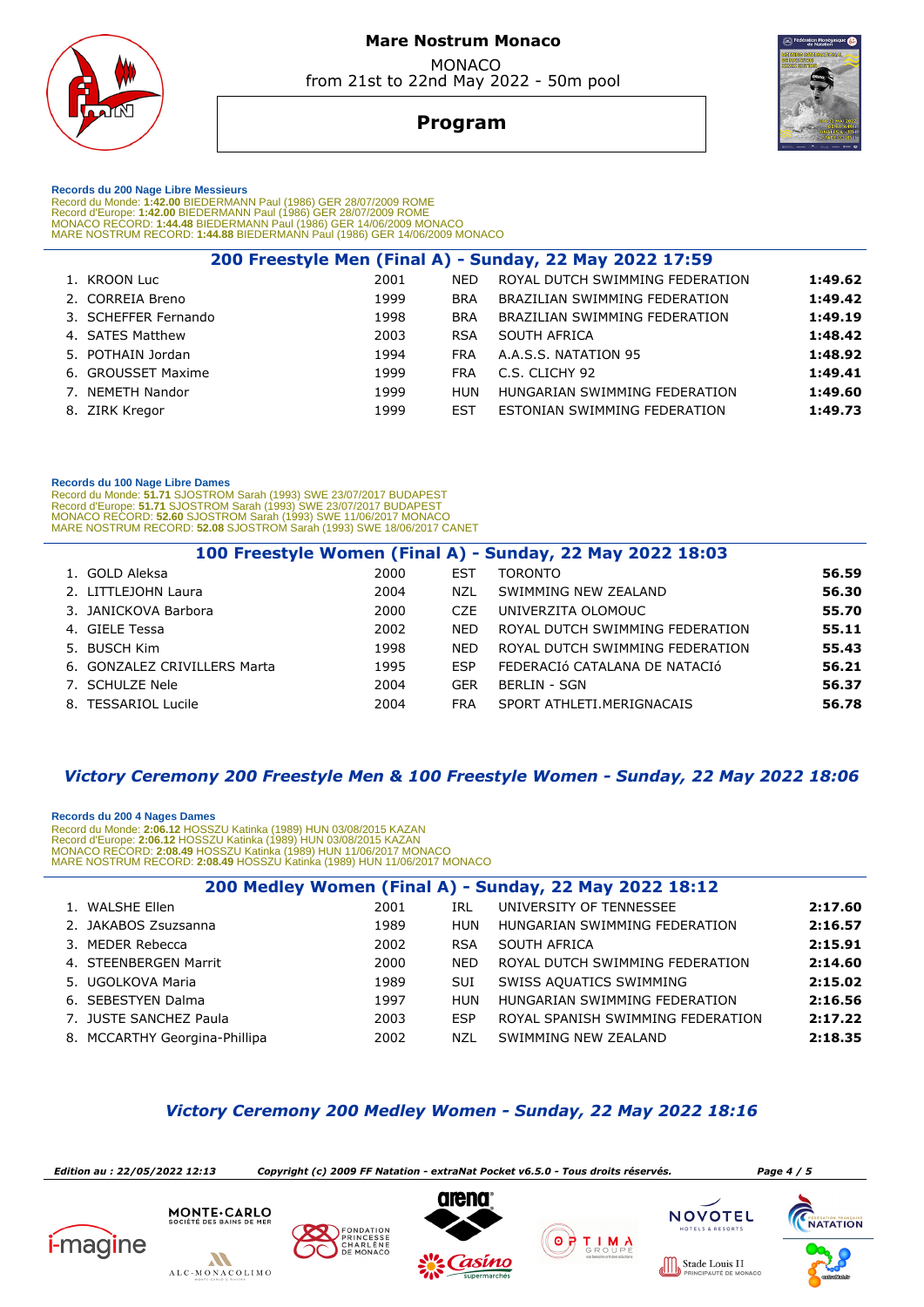# Mare Nostrum Monaco

MONACO
from 21st to 22nd May 2022 - 50m pool

## Program

**Records du 200 Nage Libre Messieurs**
Record du Monde: **1:42.00** BIEDERMANN Paul (1986) GER 28/07/2009 ROME
Record d'Europe: **1:42.00** BIEDERMANN Paul (1986) GER 28/07/2009 ROME
MONACO RECORD: **1:44.48** BIEDERMANN Paul (1986) GER 14/06/2009 MONACO
MARE NOSTRUM RECORD: **1:44.88** BIEDERMANN Paul (1986) GER 14/06/2009 MONACO

### 200 Freestyle Men (Final A) - Sunday, 22 May 2022 17:59

| | Name | Year | Nat | Club | Time |
|---|---|---|---|---|---|
| 1. | KROON Luc | 2001 | NED | ROYAL DUTCH SWIMMING FEDERATION | **1:49.62** |
| 2. | CORREIA Breno | 1999 | BRA | BRAZILIAN SWIMMING FEDERATION | **1:49.42** |
| 3. | SCHEFFER Fernando | 1998 | BRA | BRAZILIAN SWIMMING FEDERATION | **1:49.19** |
| 4. | SATES Matthew | 2003 | RSA | SOUTH AFRICA | **1:48.42** |
| 5. | POTHAIN Jordan | 1994 | FRA | A.A.S.S. NATATION 95 | **1:48.92** |
| 6. | GROUSSET Maxime | 1999 | FRA | C.S. CLICHY 92 | **1:49.41** |
| 7. | NEMETH Nandor | 1999 | HUN | HUNGARIAN SWIMMING FEDERATION | **1:49.60** |
| 8. | ZIRK Kregor | 1999 | EST | ESTONIAN SWIMMING FEDERATION | **1:49.73** |

**Records du 100 Nage Libre Dames**
Record du Monde: **51.71** SJOSTROM Sarah (1993) SWE 23/07/2017 BUDAPEST
Record d'Europe: **51.71** SJOSTROM Sarah (1993) SWE 23/07/2017 BUDAPEST
MONACO RECORD: **52.60** SJOSTROM Sarah (1993) SWE 11/06/2017 MONACO
MARE NOSTRUM RECORD: **52.08** SJOSTROM Sarah (1993) SWE 18/06/2017 CANET

### 100 Freestyle Women (Final A) - Sunday, 22 May 2022 18:03

| | Name | Year | Nat | Club | Time |
|---|---|---|---|---|---|
| 1. | GOLD Aleksa | 2000 | EST | TORONTO | **56.59** |
| 2. | LITTLEJOHN Laura | 2004 | NZL | SWIMMING NEW ZEALAND | **56.30** |
| 3. | JANICKOVA Barbora | 2000 | CZE | UNIVERZITA OLOMOUC | **55.70** |
| 4. | GIELE Tessa | 2002 | NED | ROYAL DUTCH SWIMMING FEDERATION | **55.11** |
| 5. | BUSCH Kim | 1998 | NED | ROYAL DUTCH SWIMMING FEDERATION | **55.43** |
| 6. | GONZALEZ CRIVILLERS Marta | 1995 | ESP | FEDERACIó CATALANA DE NATACIÓ | **56.21** |
| 7. | SCHULZE Nele | 2004 | GER | BERLIN - SGN | **56.37** |
| 8. | TESSARIOL Lucile | 2004 | FRA | SPORT ATHLETI.MERIGNACAIS | **56.78** |

***Victory Ceremony 200 Freestyle Men & 100 Freestyle Women - Sunday, 22 May 2022 18:06***

**Records du 200 4 Nages Dames**
Record du Monde: **2:06.12** HOSSZU Katinka (1989) HUN 03/08/2015 KAZAN
Record d'Europe: **2:06.12** HOSSZU Katinka (1989) HUN 03/08/2015 KAZAN
MONACO RECORD: **2:08.49** HOSSZU Katinka (1989) HUN 11/06/2017 MONACO
MARE NOSTRUM RECORD: **2:08.49** HOSSZU Katinka (1989) HUN 11/06/2017 MONACO

### 200 Medley Women (Final A) - Sunday, 22 May 2022 18:12

| | Name | Year | Nat | Club | Time |
|---|---|---|---|---|---|
| 1. | WALSHE Ellen | 2001 | IRL | UNIVERSITY OF TENNESSEE | **2:17.60** |
| 2. | JAKABOS Zsuzsanna | 1989 | HUN | HUNGARIAN SWIMMING FEDERATION | **2:16.57** |
| 3. | MEDER Rebecca | 2002 | RSA | SOUTH AFRICA | **2:15.91** |
| 4. | STEENBERGEN Marrit | 2000 | NED | ROYAL DUTCH SWIMMING FEDERATION | **2:14.60** |
| 5. | UGOLKOVA Maria | 1989 | SUI | SWISS AQUATICS SWIMMING | **2:15.02** |
| 6. | SEBESTYEN Dalma | 1997 | HUN | HUNGARIAN SWIMMING FEDERATION | **2:16.56** |
| 7. | JUSTE SANCHEZ Paula | 2003 | ESP | ROYAL SPANISH SWIMMING FEDERATION | **2:17.22** |
| 8. | MCCARTHY Georgina-Phillipa | 2002 | NZL | SWIMMING NEW ZEALAND | **2:18.35** |

***Victory Ceremony 200 Medley Women - Sunday, 22 May 2022 18:16***

*Edition au : 22/05/2022 12:13* *Copyright (c) 2009 FF Natation - extraNat Pocket v6.5.0 - Tous droits réservés.*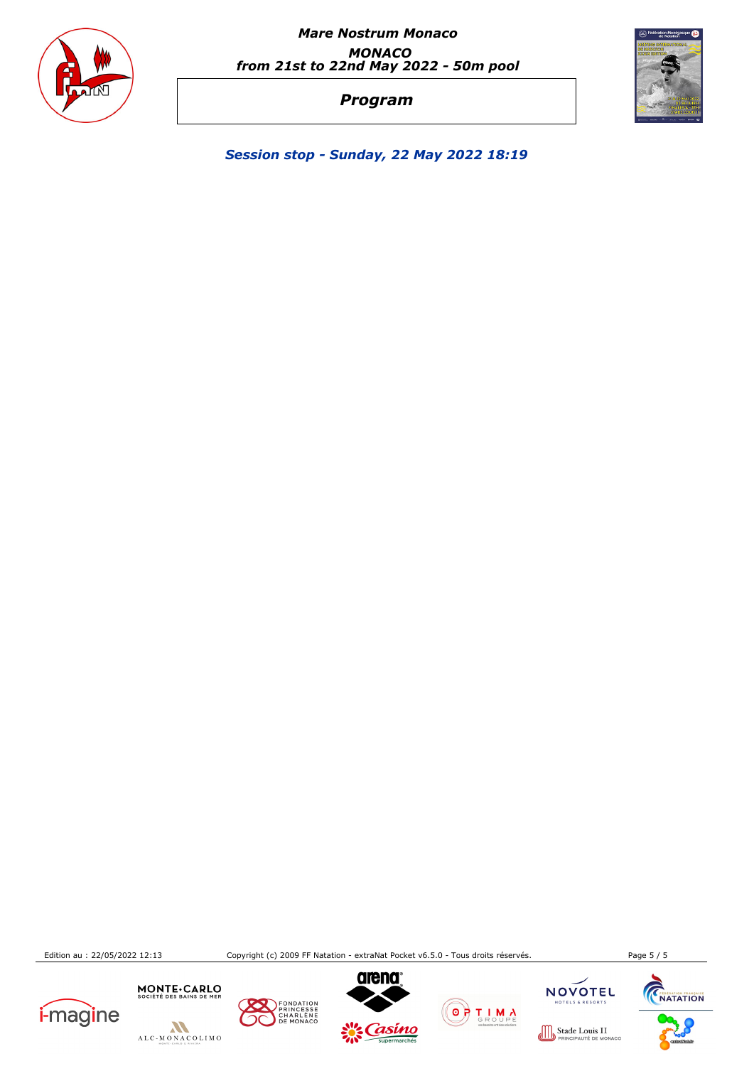Mare Nostrum Monaco

MONACO

from 21st to 22nd May 2022 - 50m pool

## Program

### Session stop - Sunday, 22 May 2022 18:19